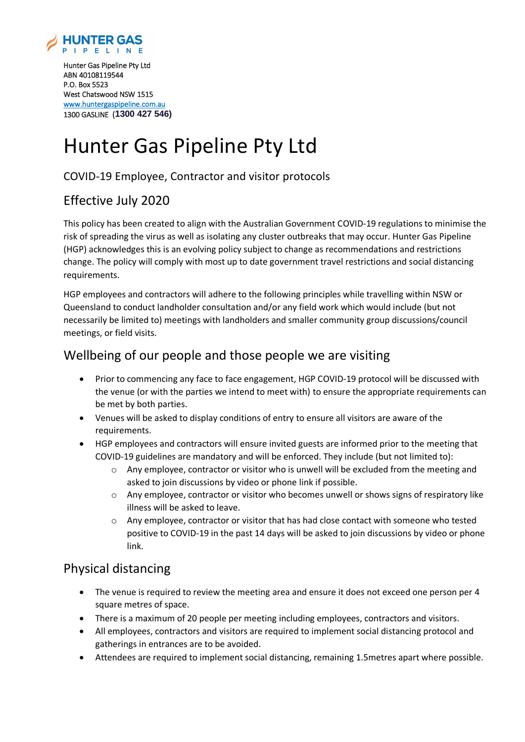HUNTER GAS
PIPELINE

Hunter Gas Pipeline Pty Ltd
ABN 40108119544
P.O. Box 5523
West Chatswood NSW 1515
www.huntergaspipeline.com.au
1300 GASLINE (**1300 427 546**)

# Hunter Gas Pipeline Pty Ltd

### COVID-19 Employee, Contractor and visitor protocols

## Effective July 2020

This policy has been created to align with the Australian Government COVID-19 regulations to minimise the risk of spreading the virus as well as isolating any cluster outbreaks that may occur. Hunter Gas Pipeline (HGP) acknowledges this is an evolving policy subject to change as recommendations and restrictions change. The policy will comply with most up to date government travel restrictions and social distancing requirements.

HGP employees and contractors will adhere to the following principles while travelling within NSW or Queensland to conduct landholder consultation and/or any field work which would include (but not necessarily be limited to) meetings with landholders and smaller community group discussions/council meetings, or field visits.

## Wellbeing of our people and those people we are visiting

- Prior to commencing any face to face engagement, HGP COVID-19 protocol will be discussed with the venue (or with the parties we intend to meet with) to ensure the appropriate requirements can be met by both parties.
- Venues will be asked to display conditions of entry to ensure all visitors are aware of the requirements.
- HGP employees and contractors will ensure invited guests are informed prior to the meeting that COVID-19 guidelines are mandatory and will be enforced. They include (but not limited to):
  - Any employee, contractor or visitor who is unwell will be excluded from the meeting and asked to join discussions by video or phone link if possible.
  - Any employee, contractor or visitor who becomes unwell or shows signs of respiratory like illness will be asked to leave.
  - Any employee, contractor or visitor that has had close contact with someone who tested positive to COVID-19 in the past 14 days will be asked to join discussions by video or phone link.

## Physical distancing

- The venue is required to review the meeting area and ensure it does not exceed one person per 4 square metres of space.
- There is a maximum of 20 people per meeting including employees, contractors and visitors.
- All employees, contractors and visitors are required to implement social distancing protocol and gatherings in entrances are to be avoided.
- Attendees are required to implement social distancing, remaining 1.5metres apart where possible.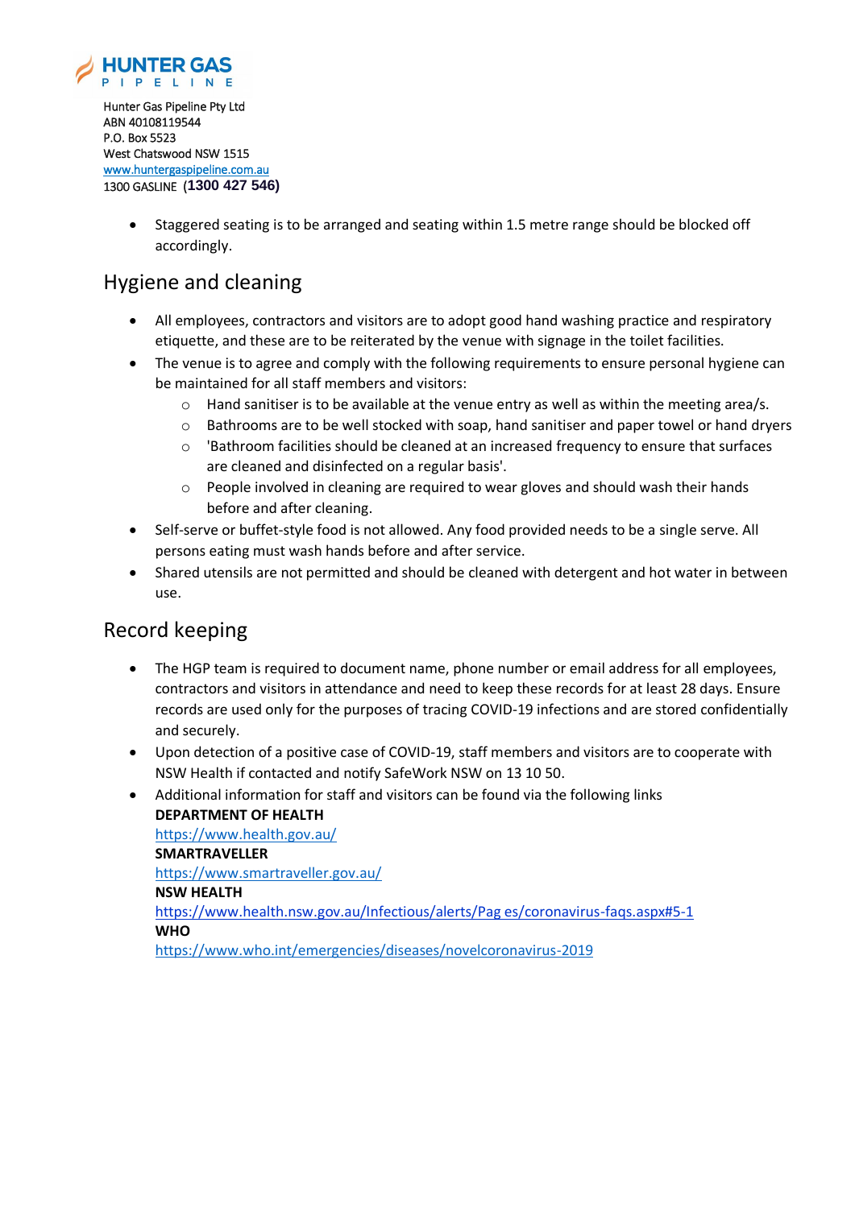- Staggered seating is to be arranged and seating within 1.5 metre range should be blocked off accordingly.

## Hygiene and cleaning

- All employees, contractors and visitors are to adopt good hand washing practice and respiratory etiquette, and these are to be reiterated by the venue with signage in the toilet facilities.
- The venue is to agree and comply with the following requirements to ensure personal hygiene can be maintained for all staff members and visitors:
  - Hand sanitiser is to be available at the venue entry as well as within the meeting area/s.
  - Bathrooms are to be well stocked with soap, hand sanitiser and paper towel or hand dryers
  - 'Bathroom facilities should be cleaned at an increased frequency to ensure that surfaces are cleaned and disinfected on a regular basis'.
  - People involved in cleaning are required to wear gloves and should wash their hands before and after cleaning.
- Self-serve or buffet-style food is not allowed. Any food provided needs to be a single serve. All persons eating must wash hands before and after service.
- Shared utensils are not permitted and should be cleaned with detergent and hot water in between use.

## Record keeping

- The HGP team is required to document name, phone number or email address for all employees, contractors and visitors in attendance and need to keep these records for at least 28 days. Ensure records are used only for the purposes of tracing COVID-19 infections and are stored confidentially and securely.
- Upon detection of a positive case of COVID-19, staff members and visitors are to cooperate with NSW Health if contacted and notify SafeWork NSW on 13 10 50.
- Additional information for staff and visitors can be found via the following links
  **DEPARTMENT OF HEALTH**
  https://www.health.gov.au/
  **SMARTRAVELLER**
  https://www.smartraveller.gov.au/
  **NSW HEALTH**
  https://www.health.nsw.gov.au/Infectious/alerts/Pag es/coronavirus-faqs.aspx#5-1
  **WHO**
  https://www.who.int/emergencies/diseases/novelcoronavirus-2019